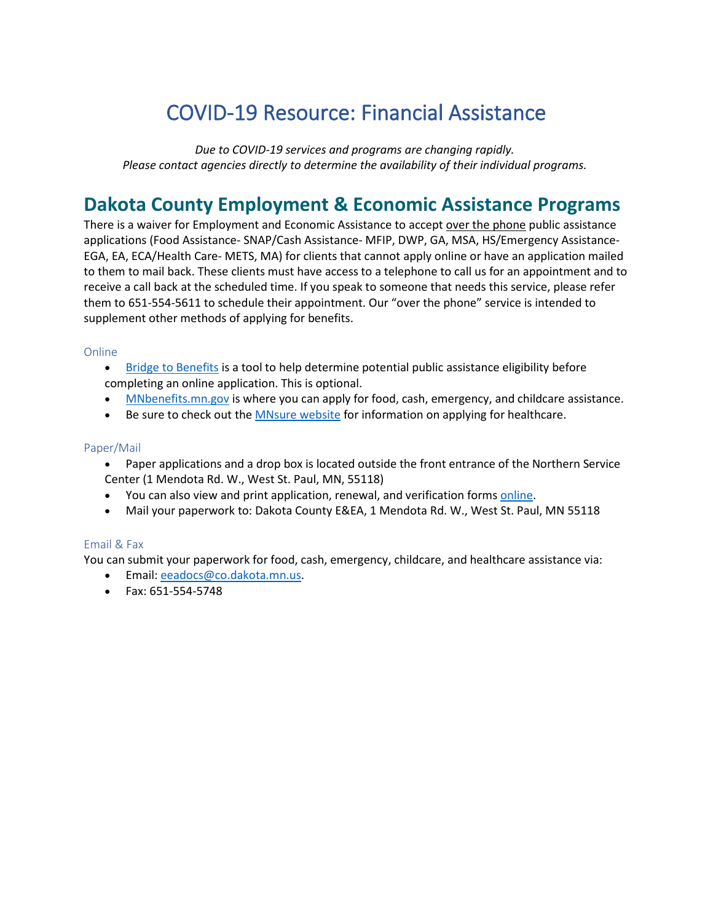# COVID-19 Resource: Financial Assistance

*Due to COVID-19 services and programs are changing rapidly.*
*Please contact agencies directly to determine the availability of their individual programs.*

## Dakota County Employment & Economic Assistance Programs

There is a waiver for Employment and Economic Assistance to accept over the phone public assistance applications (Food Assistance- SNAP/Cash Assistance- MFIP, DWP, GA, MSA, HS/Emergency Assistance- EGA, EA, ECA/Health Care- METS, MA) for clients that cannot apply online or have an application mailed to them to mail back. These clients must have access to a telephone to call us for an appointment and to receive a call back at the scheduled time. If you speak to someone that needs this service, please refer them to 651-554-5611 to schedule their appointment. Our "over the phone" service is intended to supplement other methods of applying for benefits.

### Online

- Bridge to Benefits is a tool to help determine potential public assistance eligibility before completing an online application. This is optional.
- MNbenefits.mn.gov is where you can apply for food, cash, emergency, and childcare assistance.
- Be sure to check out the MNsure website for information on applying for healthcare.

### Paper/Mail

- Paper applications and a drop box is located outside the front entrance of the Northern Service Center (1 Mendota Rd. W., West St. Paul, MN, 55118)
- You can also view and print application, renewal, and verification forms online.
- Mail your paperwork to: Dakota County E&EA, 1 Mendota Rd. W., West St. Paul, MN 55118

### Email & Fax

You can submit your paperwork for food, cash, emergency, childcare, and healthcare assistance via:

- Email: eeadocs@co.dakota.mn.us.
- Fax: 651-554-5748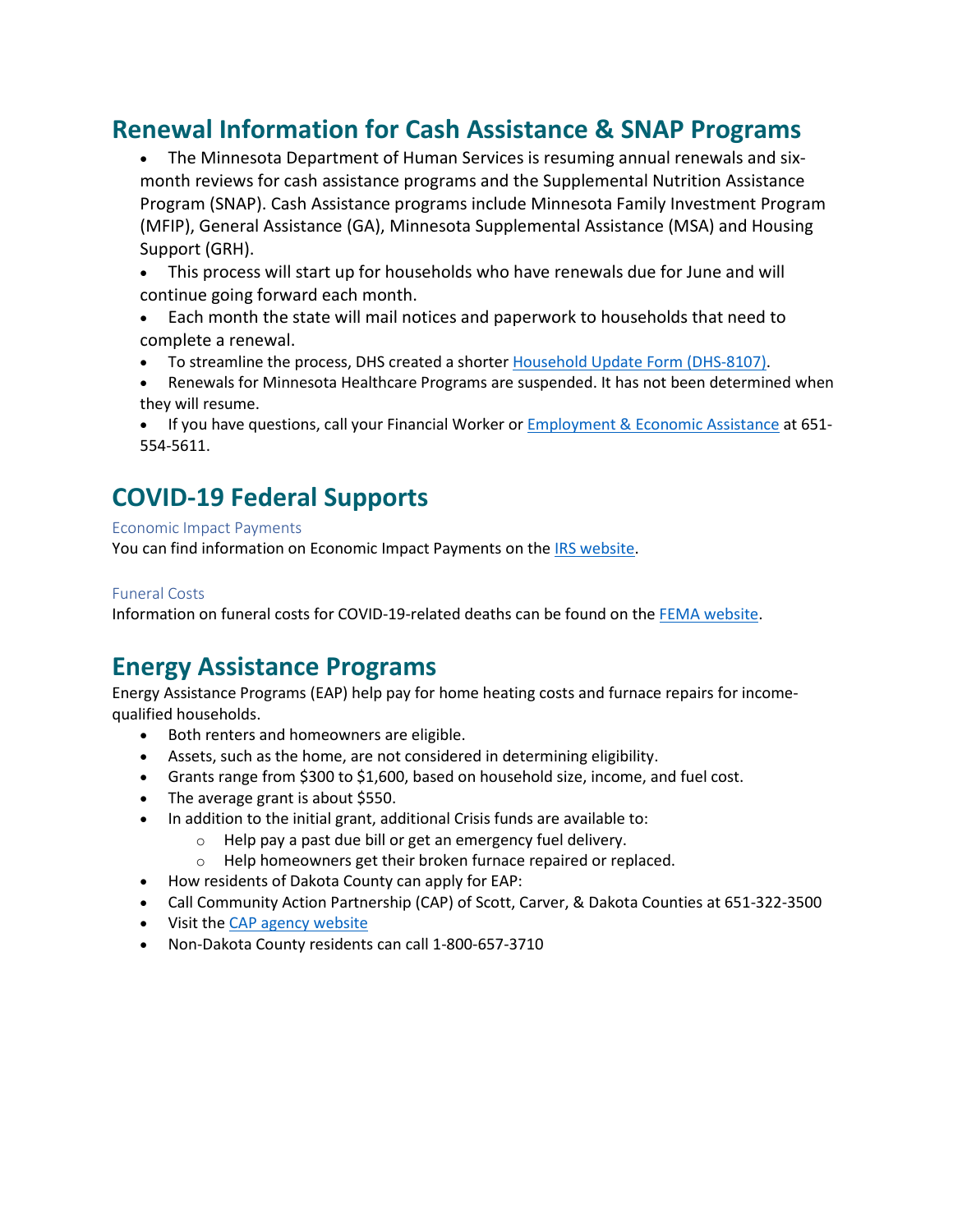## Renewal Information for Cash Assistance & SNAP Programs

- The Minnesota Department of Human Services is resuming annual renewals and six-month reviews for cash assistance programs and the Supplemental Nutrition Assistance Program (SNAP). Cash Assistance programs include Minnesota Family Investment Program (MFIP), General Assistance (GA), Minnesota Supplemental Assistance (MSA) and Housing Support (GRH).
- This process will start up for households who have renewals due for June and will continue going forward each month.
- Each month the state will mail notices and paperwork to households that need to complete a renewal.
- To streamline the process, DHS created a shorter [Household Update Form (DHS-8107)](#).
- Renewals for Minnesota Healthcare Programs are suspended. It has not been determined when they will resume.
- If you have questions, call your Financial Worker or [Employment & Economic Assistance](#) at 651-554-5611.

## COVID-19 Federal Supports

### Economic Impact Payments

You can find information on Economic Impact Payments on the [IRS website](#).

### Funeral Costs

Information on funeral costs for COVID-19-related deaths can be found on the [FEMA website](#).

## Energy Assistance Programs

Energy Assistance Programs (EAP) help pay for home heating costs and furnace repairs for income-qualified households.

- Both renters and homeowners are eligible.
- Assets, such as the home, are not considered in determining eligibility.
- Grants range from $300 to $1,600, based on household size, income, and fuel cost.
- The average grant is about $550.
- In addition to the initial grant, additional Crisis funds are available to:
  - Help pay a past due bill or get an emergency fuel delivery.
  - Help homeowners get their broken furnace repaired or replaced.
- How residents of Dakota County can apply for EAP:
- Call Community Action Partnership (CAP) of Scott, Carver, & Dakota Counties at 651-322-3500
- Visit the [CAP agency website](#)
- Non-Dakota County residents can call 1-800-657-3710